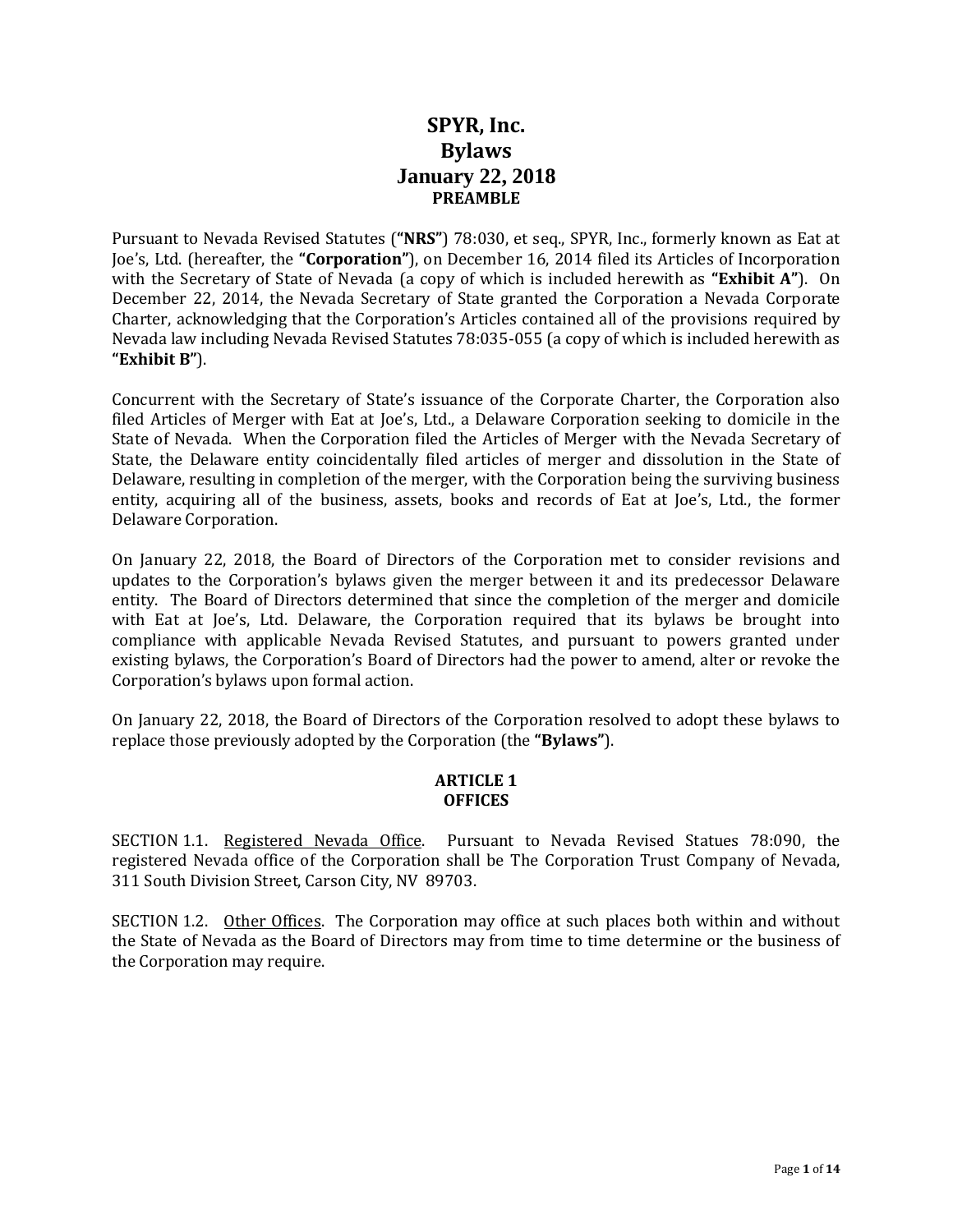# SPYR, Inc.
# Bylaws
# January 22, 2018

## PREAMBLE

Pursuant to Nevada Revised Statutes (**"NRS"**) 78:030, et seq., SPYR, Inc., formerly known as Eat at Joe's, Ltd. (hereafter, the **"Corporation"**), on December 16, 2014 filed its Articles of Incorporation with the Secretary of State of Nevada (a copy of which is included herewith as **"Exhibit A"**). On December 22, 2014, the Nevada Secretary of State granted the Corporation a Nevada Corporate Charter, acknowledging that the Corporation's Articles contained all of the provisions required by Nevada law including Nevada Revised Statutes 78:035-055 (a copy of which is included herewith as **"Exhibit B"**).

Concurrent with the Secretary of State's issuance of the Corporate Charter, the Corporation also filed Articles of Merger with Eat at Joe's, Ltd., a Delaware Corporation seeking to domicile in the State of Nevada. When the Corporation filed the Articles of Merger with the Nevada Secretary of State, the Delaware entity coincidentally filed articles of merger and dissolution in the State of Delaware, resulting in completion of the merger, with the Corporation being the surviving business entity, acquiring all of the business, assets, books and records of Eat at Joe's, Ltd., the former Delaware Corporation.

On January 22, 2018, the Board of Directors of the Corporation met to consider revisions and updates to the Corporation's bylaws given the merger between it and its predecessor Delaware entity. The Board of Directors determined that since the completion of the merger and domicile with Eat at Joe's, Ltd. Delaware, the Corporation required that its bylaws be brought into compliance with applicable Nevada Revised Statutes, and pursuant to powers granted under existing bylaws, the Corporation's Board of Directors had the power to amend, alter or revoke the Corporation's bylaws upon formal action.

On January 22, 2018, the Board of Directors of the Corporation resolved to adopt these bylaws to replace those previously adopted by the Corporation (the **"Bylaws"**).

## ARTICLE 1
## OFFICES

SECTION 1.1. Registered Nevada Office. Pursuant to Nevada Revised Statues 78:090, the registered Nevada office of the Corporation shall be The Corporation Trust Company of Nevada, 311 South Division Street, Carson City, NV 89703.

SECTION 1.2. Other Offices. The Corporation may office at such places both within and without the State of Nevada as the Board of Directors may from time to time determine or the business of the Corporation may require.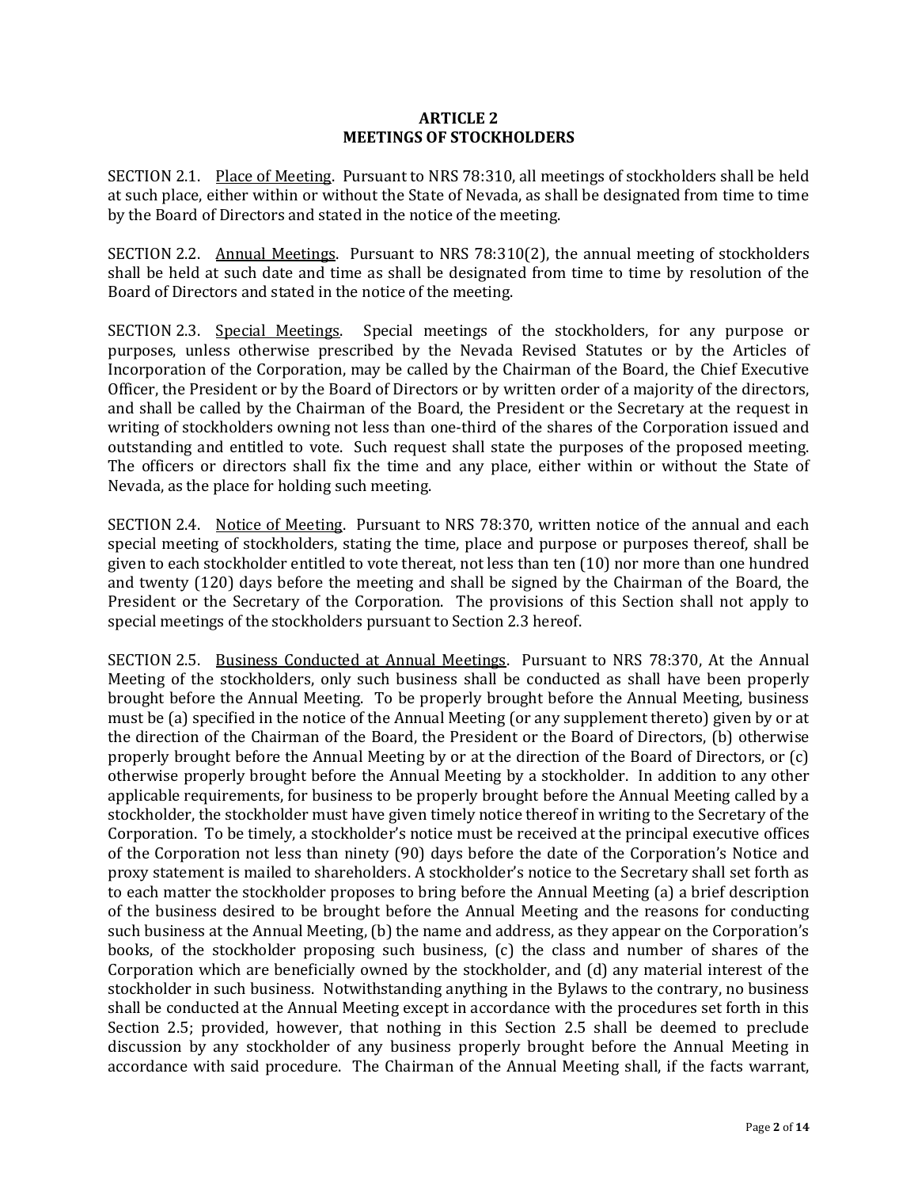## ARTICLE 2
## MEETINGS OF STOCKHOLDERS

SECTION 2.1. Place of Meeting. Pursuant to NRS 78:310, all meetings of stockholders shall be held at such place, either within or without the State of Nevada, as shall be designated from time to time by the Board of Directors and stated in the notice of the meeting.

SECTION 2.2. Annual Meetings. Pursuant to NRS 78:310(2), the annual meeting of stockholders shall be held at such date and time as shall be designated from time to time by resolution of the Board of Directors and stated in the notice of the meeting.

SECTION 2.3. Special Meetings. Special meetings of the stockholders, for any purpose or purposes, unless otherwise prescribed by the Nevada Revised Statutes or by the Articles of Incorporation of the Corporation, may be called by the Chairman of the Board, the Chief Executive Officer, the President or by the Board of Directors or by written order of a majority of the directors, and shall be called by the Chairman of the Board, the President or the Secretary at the request in writing of stockholders owning not less than one-third of the shares of the Corporation issued and outstanding and entitled to vote. Such request shall state the purposes of the proposed meeting. The officers or directors shall fix the time and any place, either within or without the State of Nevada, as the place for holding such meeting.

SECTION 2.4. Notice of Meeting. Pursuant to NRS 78:370, written notice of the annual and each special meeting of stockholders, stating the time, place and purpose or purposes thereof, shall be given to each stockholder entitled to vote thereat, not less than ten (10) nor more than one hundred and twenty (120) days before the meeting and shall be signed by the Chairman of the Board, the President or the Secretary of the Corporation. The provisions of this Section shall not apply to special meetings of the stockholders pursuant to Section 2.3 hereof.

SECTION 2.5. Business Conducted at Annual Meetings. Pursuant to NRS 78:370, At the Annual Meeting of the stockholders, only such business shall be conducted as shall have been properly brought before the Annual Meeting. To be properly brought before the Annual Meeting, business must be (a) specified in the notice of the Annual Meeting (or any supplement thereto) given by or at the direction of the Chairman of the Board, the President or the Board of Directors, (b) otherwise properly brought before the Annual Meeting by or at the direction of the Board of Directors, or (c) otherwise properly brought before the Annual Meeting by a stockholder. In addition to any other applicable requirements, for business to be properly brought before the Annual Meeting called by a stockholder, the stockholder must have given timely notice thereof in writing to the Secretary of the Corporation. To be timely, a stockholder's notice must be received at the principal executive offices of the Corporation not less than ninety (90) days before the date of the Corporation's Notice and proxy statement is mailed to shareholders. A stockholder's notice to the Secretary shall set forth as to each matter the stockholder proposes to bring before the Annual Meeting (a) a brief description of the business desired to be brought before the Annual Meeting and the reasons for conducting such business at the Annual Meeting, (b) the name and address, as they appear on the Corporation's books, of the stockholder proposing such business, (c) the class and number of shares of the Corporation which are beneficially owned by the stockholder, and (d) any material interest of the stockholder in such business. Notwithstanding anything in the Bylaws to the contrary, no business shall be conducted at the Annual Meeting except in accordance with the procedures set forth in this Section 2.5; provided, however, that nothing in this Section 2.5 shall be deemed to preclude discussion by any stockholder of any business properly brought before the Annual Meeting in accordance with said procedure. The Chairman of the Annual Meeting shall, if the facts warrant,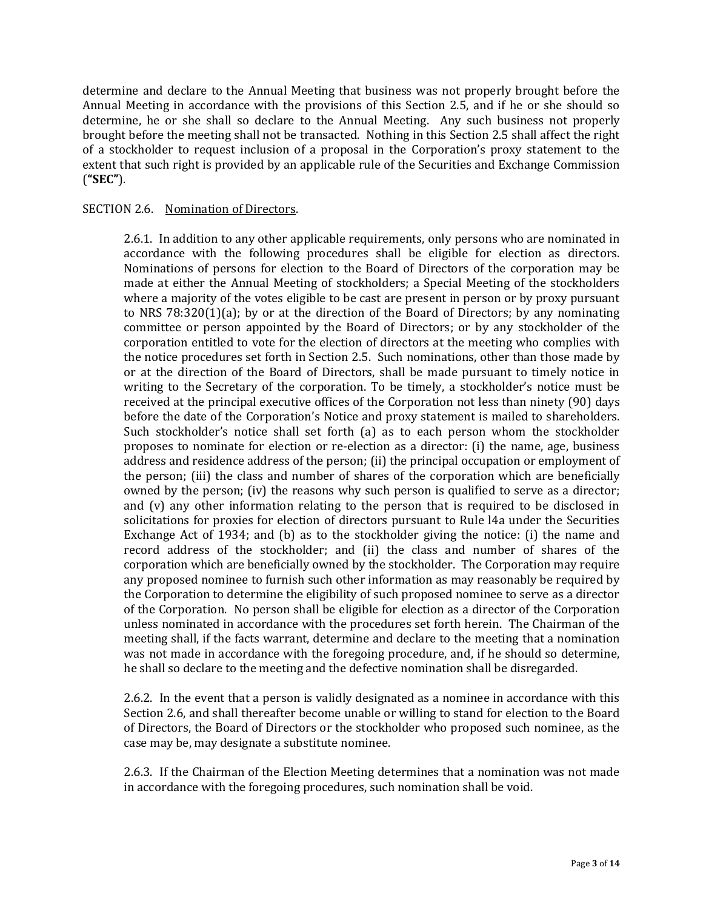determine and declare to the Annual Meeting that business was not properly brought before the Annual Meeting in accordance with the provisions of this Section 2.5, and if he or she should so determine, he or she shall so declare to the Annual Meeting. Any such business not properly brought before the meeting shall not be transacted. Nothing in this Section 2.5 shall affect the right of a stockholder to request inclusion of a proposal in the Corporation's proxy statement to the extent that such right is provided by an applicable rule of the Securities and Exchange Commission (**"SEC"**).

SECTION 2.6. Nomination of Directors.

2.6.1. In addition to any other applicable requirements, only persons who are nominated in accordance with the following procedures shall be eligible for election as directors. Nominations of persons for election to the Board of Directors of the corporation may be made at either the Annual Meeting of stockholders; a Special Meeting of the stockholders where a majority of the votes eligible to be cast are present in person or by proxy pursuant to NRS 78:320(1)(a); by or at the direction of the Board of Directors; by any nominating committee or person appointed by the Board of Directors; or by any stockholder of the corporation entitled to vote for the election of directors at the meeting who complies with the notice procedures set forth in Section 2.5. Such nominations, other than those made by or at the direction of the Board of Directors, shall be made pursuant to timely notice in writing to the Secretary of the corporation. To be timely, a stockholder's notice must be received at the principal executive offices of the Corporation not less than ninety (90) days before the date of the Corporation's Notice and proxy statement is mailed to shareholders. Such stockholder's notice shall set forth (a) as to each person whom the stockholder proposes to nominate for election or re-election as a director: (i) the name, age, business address and residence address of the person; (ii) the principal occupation or employment of the person; (iii) the class and number of shares of the corporation which are beneficially owned by the person; (iv) the reasons why such person is qualified to serve as a director; and (v) any other information relating to the person that is required to be disclosed in solicitations for proxies for election of directors pursuant to Rule l4a under the Securities Exchange Act of 1934; and (b) as to the stockholder giving the notice: (i) the name and record address of the stockholder; and (ii) the class and number of shares of the corporation which are beneficially owned by the stockholder. The Corporation may require any proposed nominee to furnish such other information as may reasonably be required by the Corporation to determine the eligibility of such proposed nominee to serve as a director of the Corporation. No person shall be eligible for election as a director of the Corporation unless nominated in accordance with the procedures set forth herein. The Chairman of the meeting shall, if the facts warrant, determine and declare to the meeting that a nomination was not made in accordance with the foregoing procedure, and, if he should so determine, he shall so declare to the meeting and the defective nomination shall be disregarded.

2.6.2. In the event that a person is validly designated as a nominee in accordance with this Section 2.6, and shall thereafter become unable or willing to stand for election to the Board of Directors, the Board of Directors or the stockholder who proposed such nominee, as the case may be, may designate a substitute nominee.

2.6.3. If the Chairman of the Election Meeting determines that a nomination was not made in accordance with the foregoing procedures, such nomination shall be void.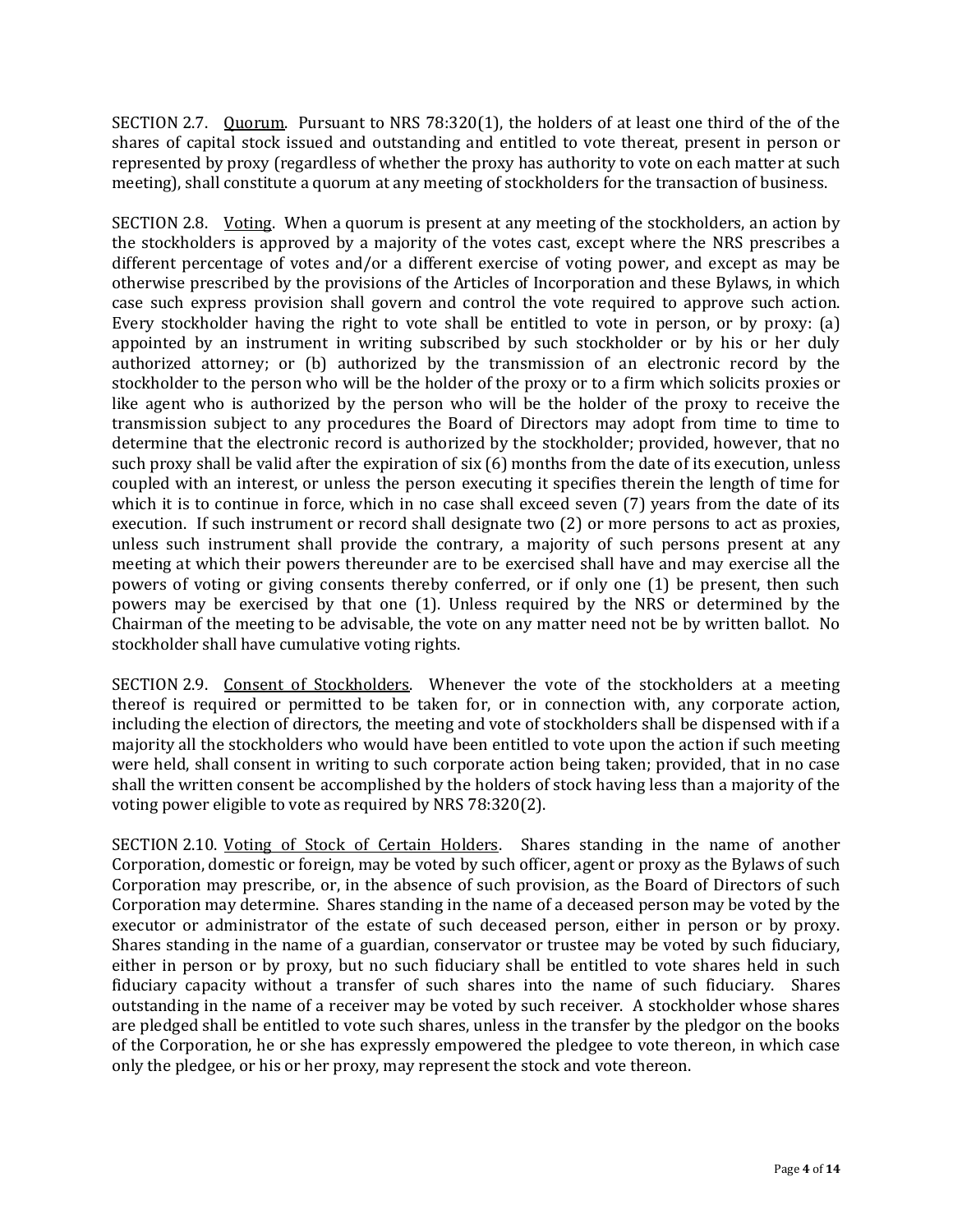SECTION 2.7. Quorum. Pursuant to NRS 78:320(1), the holders of at least one third of the of the shares of capital stock issued and outstanding and entitled to vote thereat, present in person or represented by proxy (regardless of whether the proxy has authority to vote on each matter at such meeting), shall constitute a quorum at any meeting of stockholders for the transaction of business.

SECTION 2.8. Voting. When a quorum is present at any meeting of the stockholders, an action by the stockholders is approved by a majority of the votes cast, except where the NRS prescribes a different percentage of votes and/or a different exercise of voting power, and except as may be otherwise prescribed by the provisions of the Articles of Incorporation and these Bylaws, in which case such express provision shall govern and control the vote required to approve such action. Every stockholder having the right to vote shall be entitled to vote in person, or by proxy: (a) appointed by an instrument in writing subscribed by such stockholder or by his or her duly authorized attorney; or (b) authorized by the transmission of an electronic record by the stockholder to the person who will be the holder of the proxy or to a firm which solicits proxies or like agent who is authorized by the person who will be the holder of the proxy to receive the transmission subject to any procedures the Board of Directors may adopt from time to time to determine that the electronic record is authorized by the stockholder; provided, however, that no such proxy shall be valid after the expiration of six (6) months from the date of its execution, unless coupled with an interest, or unless the person executing it specifies therein the length of time for which it is to continue in force, which in no case shall exceed seven (7) years from the date of its execution. If such instrument or record shall designate two (2) or more persons to act as proxies, unless such instrument shall provide the contrary, a majority of such persons present at any meeting at which their powers thereunder are to be exercised shall have and may exercise all the powers of voting or giving consents thereby conferred, or if only one (1) be present, then such powers may be exercised by that one (1). Unless required by the NRS or determined by the Chairman of the meeting to be advisable, the vote on any matter need not be by written ballot. No stockholder shall have cumulative voting rights.

SECTION 2.9. Consent of Stockholders. Whenever the vote of the stockholders at a meeting thereof is required or permitted to be taken for, or in connection with, any corporate action, including the election of directors, the meeting and vote of stockholders shall be dispensed with if a majority all the stockholders who would have been entitled to vote upon the action if such meeting were held, shall consent in writing to such corporate action being taken; provided, that in no case shall the written consent be accomplished by the holders of stock having less than a majority of the voting power eligible to vote as required by NRS 78:320(2).

SECTION 2.10. Voting of Stock of Certain Holders. Shares standing in the name of another Corporation, domestic or foreign, may be voted by such officer, agent or proxy as the Bylaws of such Corporation may prescribe, or, in the absence of such provision, as the Board of Directors of such Corporation may determine. Shares standing in the name of a deceased person may be voted by the executor or administrator of the estate of such deceased person, either in person or by proxy. Shares standing in the name of a guardian, conservator or trustee may be voted by such fiduciary, either in person or by proxy, but no such fiduciary shall be entitled to vote shares held in such fiduciary capacity without a transfer of such shares into the name of such fiduciary. Shares outstanding in the name of a receiver may be voted by such receiver. A stockholder whose shares are pledged shall be entitled to vote such shares, unless in the transfer by the pledgor on the books of the Corporation, he or she has expressly empowered the pledgee to vote thereon, in which case only the pledgee, or his or her proxy, may represent the stock and vote thereon.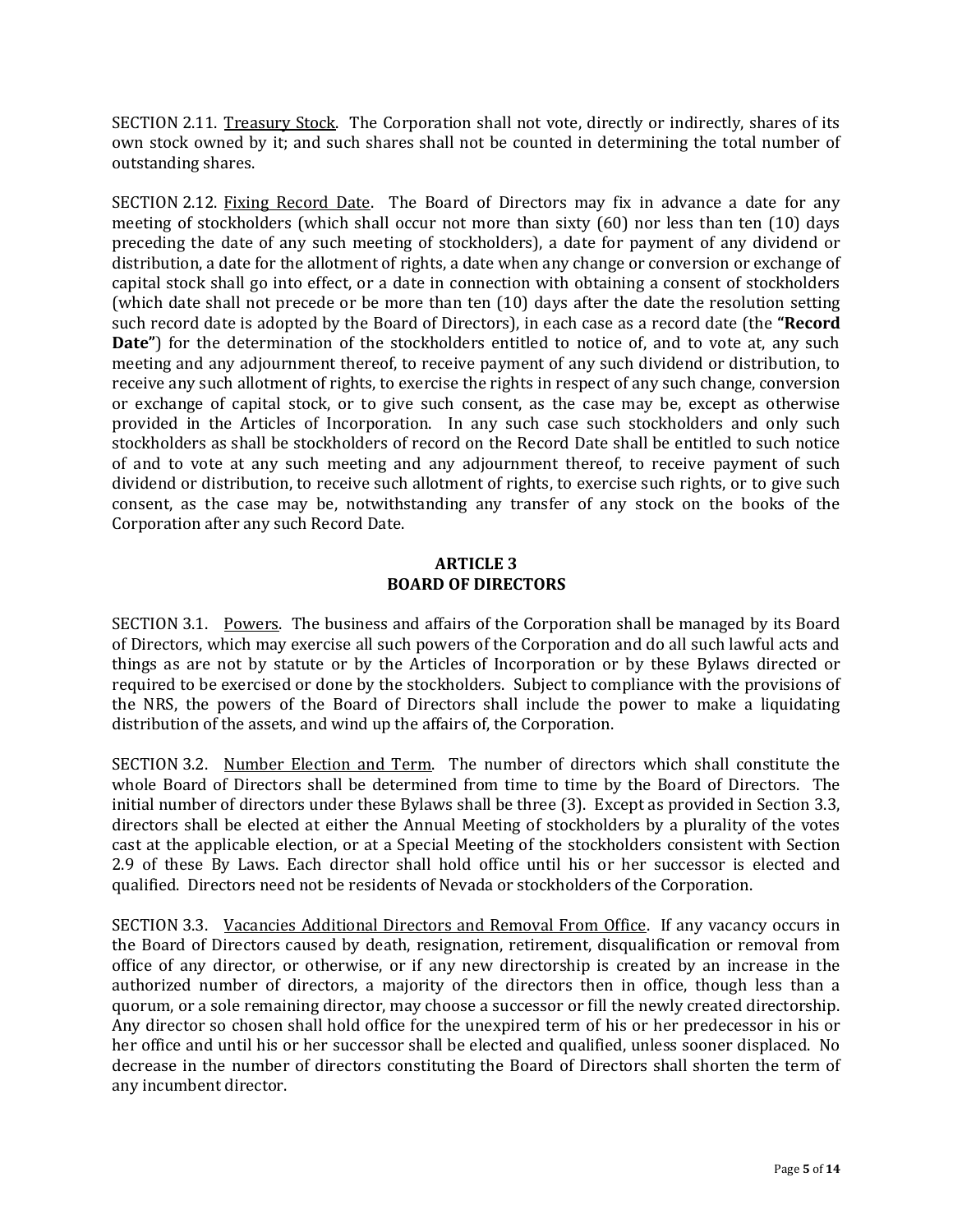SECTION 2.11. Treasury Stock. The Corporation shall not vote, directly or indirectly, shares of its own stock owned by it; and such shares shall not be counted in determining the total number of outstanding shares.

SECTION 2.12. Fixing Record Date. The Board of Directors may fix in advance a date for any meeting of stockholders (which shall occur not more than sixty (60) nor less than ten (10) days preceding the date of any such meeting of stockholders), a date for payment of any dividend or distribution, a date for the allotment of rights, a date when any change or conversion or exchange of capital stock shall go into effect, or a date in connection with obtaining a consent of stockholders (which date shall not precede or be more than ten (10) days after the date the resolution setting such record date is adopted by the Board of Directors), in each case as a record date (the **"Record Date"**) for the determination of the stockholders entitled to notice of, and to vote at, any such meeting and any adjournment thereof, to receive payment of any such dividend or distribution, to receive any such allotment of rights, to exercise the rights in respect of any such change, conversion or exchange of capital stock, or to give such consent, as the case may be, except as otherwise provided in the Articles of Incorporation. In any such case such stockholders and only such stockholders as shall be stockholders of record on the Record Date shall be entitled to such notice of and to vote at any such meeting and any adjournment thereof, to receive payment of such dividend or distribution, to receive such allotment of rights, to exercise such rights, or to give such consent, as the case may be, notwithstanding any transfer of any stock on the books of the Corporation after any such Record Date.

## ARTICLE 3
## BOARD OF DIRECTORS

SECTION 3.1. Powers. The business and affairs of the Corporation shall be managed by its Board of Directors, which may exercise all such powers of the Corporation and do all such lawful acts and things as are not by statute or by the Articles of Incorporation or by these Bylaws directed or required to be exercised or done by the stockholders. Subject to compliance with the provisions of the NRS, the powers of the Board of Directors shall include the power to make a liquidating distribution of the assets, and wind up the affairs of, the Corporation.

SECTION 3.2. Number Election and Term. The number of directors which shall constitute the whole Board of Directors shall be determined from time to time by the Board of Directors. The initial number of directors under these Bylaws shall be three (3). Except as provided in Section 3.3, directors shall be elected at either the Annual Meeting of stockholders by a plurality of the votes cast at the applicable election, or at a Special Meeting of the stockholders consistent with Section 2.9 of these By Laws. Each director shall hold office until his or her successor is elected and qualified. Directors need not be residents of Nevada or stockholders of the Corporation.

SECTION 3.3. Vacancies Additional Directors and Removal From Office. If any vacancy occurs in the Board of Directors caused by death, resignation, retirement, disqualification or removal from office of any director, or otherwise, or if any new directorship is created by an increase in the authorized number of directors, a majority of the directors then in office, though less than a quorum, or a sole remaining director, may choose a successor or fill the newly created directorship. Any director so chosen shall hold office for the unexpired term of his or her predecessor in his or her office and until his or her successor shall be elected and qualified, unless sooner displaced. No decrease in the number of directors constituting the Board of Directors shall shorten the term of any incumbent director.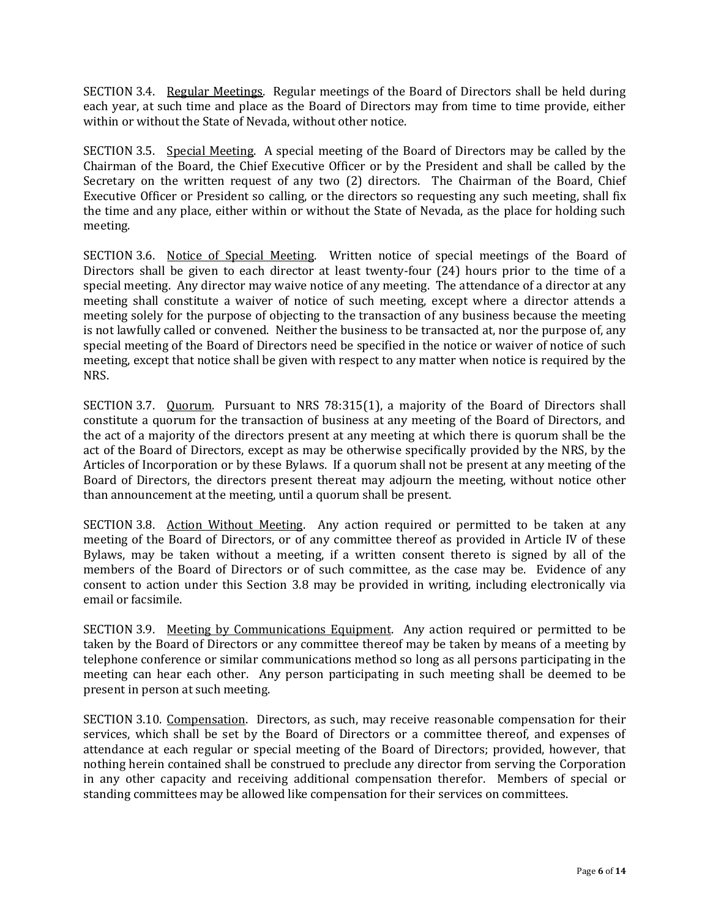SECTION 3.4. <u>Regular Meetings</u>. Regular meetings of the Board of Directors shall be held during each year, at such time and place as the Board of Directors may from time to time provide, either within or without the State of Nevada, without other notice.

SECTION 3.5. <u>Special Meeting</u>. A special meeting of the Board of Directors may be called by the Chairman of the Board, the Chief Executive Officer or by the President and shall be called by the Secretary on the written request of any two (2) directors. The Chairman of the Board, Chief Executive Officer or President so calling, or the directors so requesting any such meeting, shall fix the time and any place, either within or without the State of Nevada, as the place for holding such meeting.

SECTION 3.6. <u>Notice of Special Meeting</u>. Written notice of special meetings of the Board of Directors shall be given to each director at least twenty-four (24) hours prior to the time of a special meeting. Any director may waive notice of any meeting. The attendance of a director at any meeting shall constitute a waiver of notice of such meeting, except where a director attends a meeting solely for the purpose of objecting to the transaction of any business because the meeting is not lawfully called or convened. Neither the business to be transacted at, nor the purpose of, any special meeting of the Board of Directors need be specified in the notice or waiver of notice of such meeting, except that notice shall be given with respect to any matter when notice is required by the NRS.

SECTION 3.7. <u>Quorum</u>. Pursuant to NRS 78:315(1), a majority of the Board of Directors shall constitute a quorum for the transaction of business at any meeting of the Board of Directors, and the act of a majority of the directors present at any meeting at which there is quorum shall be the act of the Board of Directors, except as may be otherwise specifically provided by the NRS, by the Articles of Incorporation or by these Bylaws. If a quorum shall not be present at any meeting of the Board of Directors, the directors present thereat may adjourn the meeting, without notice other than announcement at the meeting, until a quorum shall be present.

SECTION 3.8. <u>Action Without Meeting</u>. Any action required or permitted to be taken at any meeting of the Board of Directors, or of any committee thereof as provided in Article IV of these Bylaws, may be taken without a meeting, if a written consent thereto is signed by all of the members of the Board of Directors or of such committee, as the case may be. Evidence of any consent to action under this Section 3.8 may be provided in writing, including electronically via email or facsimile.

SECTION 3.9. <u>Meeting by Communications Equipment</u>. Any action required or permitted to be taken by the Board of Directors or any committee thereof may be taken by means of a meeting by telephone conference or similar communications method so long as all persons participating in the meeting can hear each other. Any person participating in such meeting shall be deemed to be present in person at such meeting.

SECTION 3.10. <u>Compensation</u>. Directors, as such, may receive reasonable compensation for their services, which shall be set by the Board of Directors or a committee thereof, and expenses of attendance at each regular or special meeting of the Board of Directors; provided, however, that nothing herein contained shall be construed to preclude any director from serving the Corporation in any other capacity and receiving additional compensation therefor. Members of special or standing committees may be allowed like compensation for their services on committees.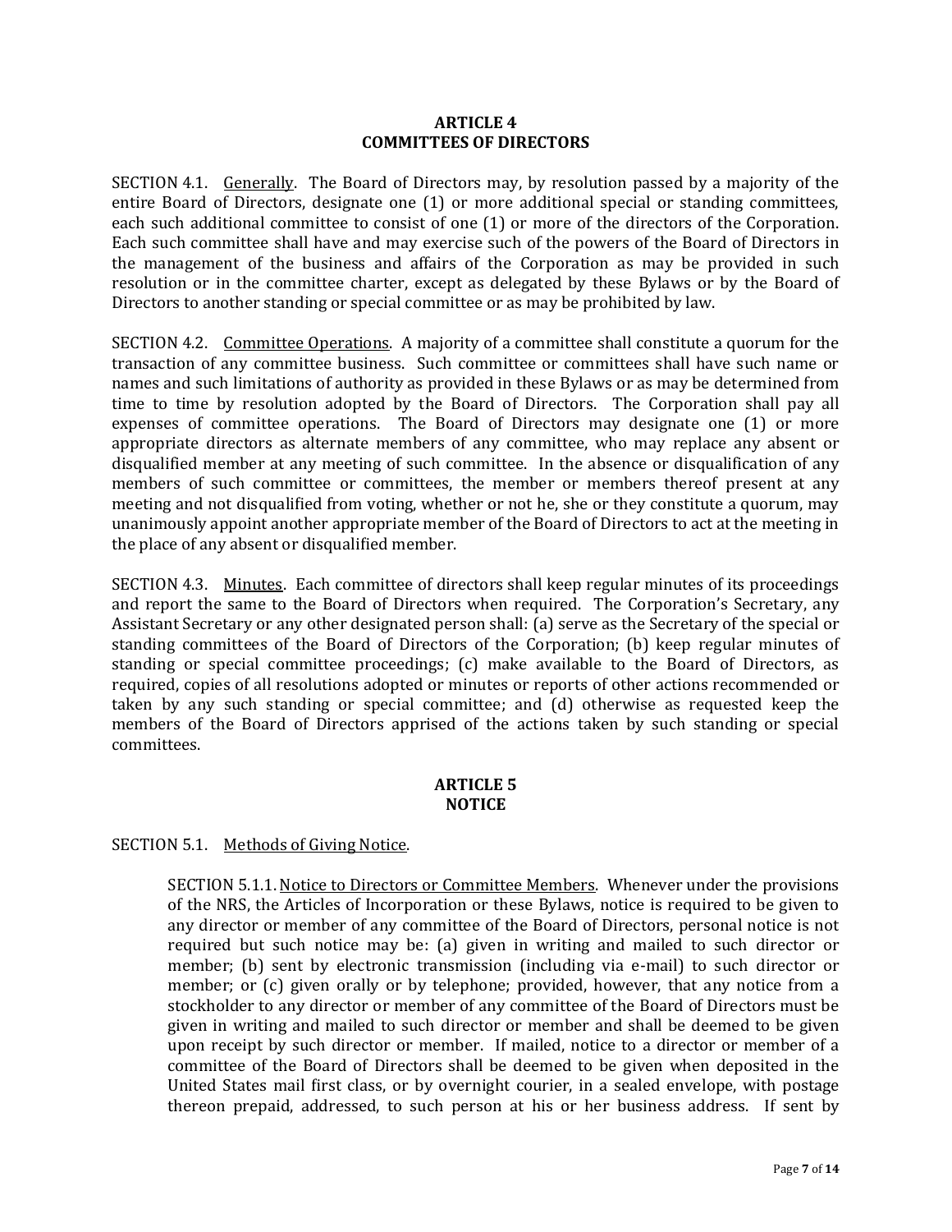## ARTICLE 4
## COMMITTEES OF DIRECTORS

SECTION 4.1. Generally. The Board of Directors may, by resolution passed by a majority of the entire Board of Directors, designate one (1) or more additional special or standing committees, each such additional committee to consist of one (1) or more of the directors of the Corporation. Each such committee shall have and may exercise such of the powers of the Board of Directors in the management of the business and affairs of the Corporation as may be provided in such resolution or in the committee charter, except as delegated by these Bylaws or by the Board of Directors to another standing or special committee or as may be prohibited by law.

SECTION 4.2. Committee Operations. A majority of a committee shall constitute a quorum for the transaction of any committee business. Such committee or committees shall have such name or names and such limitations of authority as provided in these Bylaws or as may be determined from time to time by resolution adopted by the Board of Directors. The Corporation shall pay all expenses of committee operations. The Board of Directors may designate one (1) or more appropriate directors as alternate members of any committee, who may replace any absent or disqualified member at any meeting of such committee. In the absence or disqualification of any members of such committee or committees, the member or members thereof present at any meeting and not disqualified from voting, whether or not he, she or they constitute a quorum, may unanimously appoint another appropriate member of the Board of Directors to act at the meeting in the place of any absent or disqualified member.

SECTION 4.3. Minutes. Each committee of directors shall keep regular minutes of its proceedings and report the same to the Board of Directors when required. The Corporation's Secretary, any Assistant Secretary or any other designated person shall: (a) serve as the Secretary of the special or standing committees of the Board of Directors of the Corporation; (b) keep regular minutes of standing or special committee proceedings; (c) make available to the Board of Directors, as required, copies of all resolutions adopted or minutes or reports of other actions recommended or taken by any such standing or special committee; and (d) otherwise as requested keep the members of the Board of Directors apprised of the actions taken by such standing or special committees.

## ARTICLE 5
## NOTICE

SECTION 5.1. Methods of Giving Notice.

SECTION 5.1.1. Notice to Directors or Committee Members. Whenever under the provisions of the NRS, the Articles of Incorporation or these Bylaws, notice is required to be given to any director or member of any committee of the Board of Directors, personal notice is not required but such notice may be: (a) given in writing and mailed to such director or member; (b) sent by electronic transmission (including via e-mail) to such director or member; or (c) given orally or by telephone; provided, however, that any notice from a stockholder to any director or member of any committee of the Board of Directors must be given in writing and mailed to such director or member and shall be deemed to be given upon receipt by such director or member. If mailed, notice to a director or member of a committee of the Board of Directors shall be deemed to be given when deposited in the United States mail first class, or by overnight courier, in a sealed envelope, with postage thereon prepaid, addressed, to such person at his or her business address. If sent by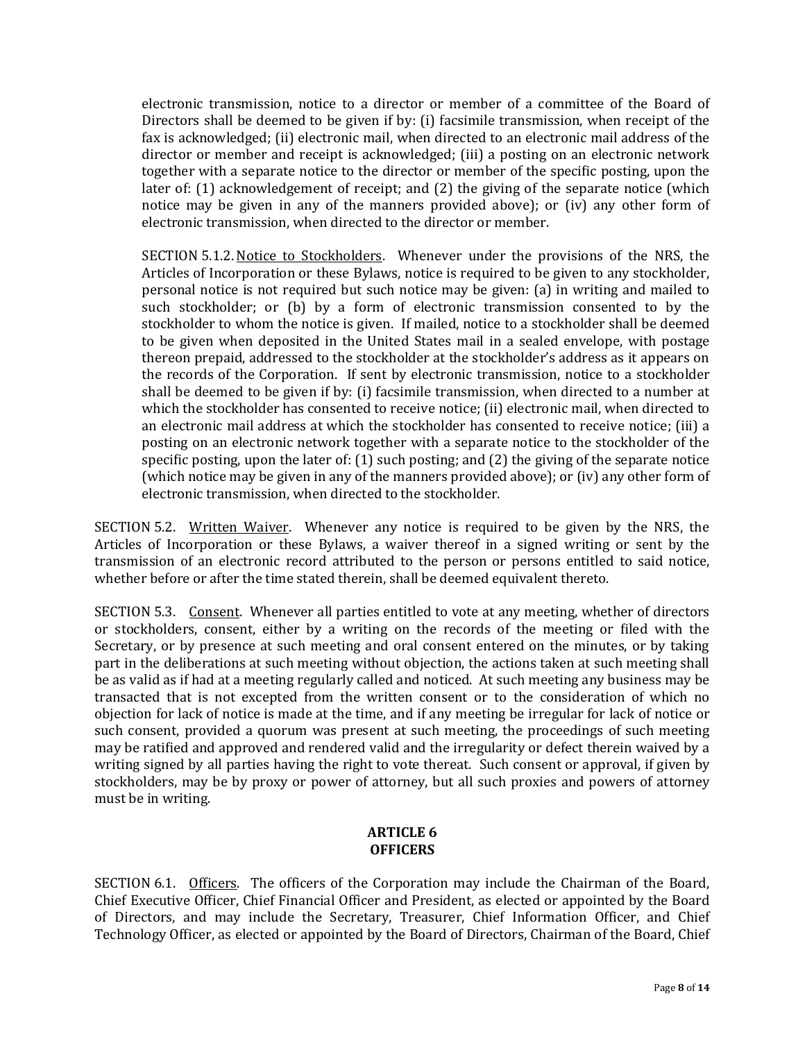electronic transmission, notice to a director or member of a committee of the Board of Directors shall be deemed to be given if by: (i) facsimile transmission, when receipt of the fax is acknowledged; (ii) electronic mail, when directed to an electronic mail address of the director or member and receipt is acknowledged; (iii) a posting on an electronic network together with a separate notice to the director or member of the specific posting, upon the later of: (1) acknowledgement of receipt; and (2) the giving of the separate notice (which notice may be given in any of the manners provided above); or (iv) any other form of electronic transmission, when directed to the director or member.

SECTION 5.1.2. <u>Notice to Stockholders</u>. Whenever under the provisions of the NRS, the Articles of Incorporation or these Bylaws, notice is required to be given to any stockholder, personal notice is not required but such notice may be given: (a) in writing and mailed to such stockholder; or (b) by a form of electronic transmission consented to by the stockholder to whom the notice is given. If mailed, notice to a stockholder shall be deemed to be given when deposited in the United States mail in a sealed envelope, with postage thereon prepaid, addressed to the stockholder at the stockholder's address as it appears on the records of the Corporation. If sent by electronic transmission, notice to a stockholder shall be deemed to be given if by: (i) facsimile transmission, when directed to a number at which the stockholder has consented to receive notice; (ii) electronic mail, when directed to an electronic mail address at which the stockholder has consented to receive notice; (iii) a posting on an electronic network together with a separate notice to the stockholder of the specific posting, upon the later of: (1) such posting; and (2) the giving of the separate notice (which notice may be given in any of the manners provided above); or (iv) any other form of electronic transmission, when directed to the stockholder.

SECTION 5.2. <u>Written Waiver</u>. Whenever any notice is required to be given by the NRS, the Articles of Incorporation or these Bylaws, a waiver thereof in a signed writing or sent by the transmission of an electronic record attributed to the person or persons entitled to said notice, whether before or after the time stated therein, shall be deemed equivalent thereto.

SECTION 5.3. <u>Consent</u>. Whenever all parties entitled to vote at any meeting, whether of directors or stockholders, consent, either by a writing on the records of the meeting or filed with the Secretary, or by presence at such meeting and oral consent entered on the minutes, or by taking part in the deliberations at such meeting without objection, the actions taken at such meeting shall be as valid as if had at a meeting regularly called and noticed. At such meeting any business may be transacted that is not excepted from the written consent or to the consideration of which no objection for lack of notice is made at the time, and if any meeting be irregular for lack of notice or such consent, provided a quorum was present at such meeting, the proceedings of such meeting may be ratified and approved and rendered valid and the irregularity or defect therein waived by a writing signed by all parties having the right to vote thereat. Such consent or approval, if given by stockholders, may be by proxy or power of attorney, but all such proxies and powers of attorney must be in writing.

## ARTICLE 6
## OFFICERS

SECTION 6.1. <u>Officers</u>. The officers of the Corporation may include the Chairman of the Board, Chief Executive Officer, Chief Financial Officer and President, as elected or appointed by the Board of Directors, and may include the Secretary, Treasurer, Chief Information Officer, and Chief Technology Officer, as elected or appointed by the Board of Directors, Chairman of the Board, Chief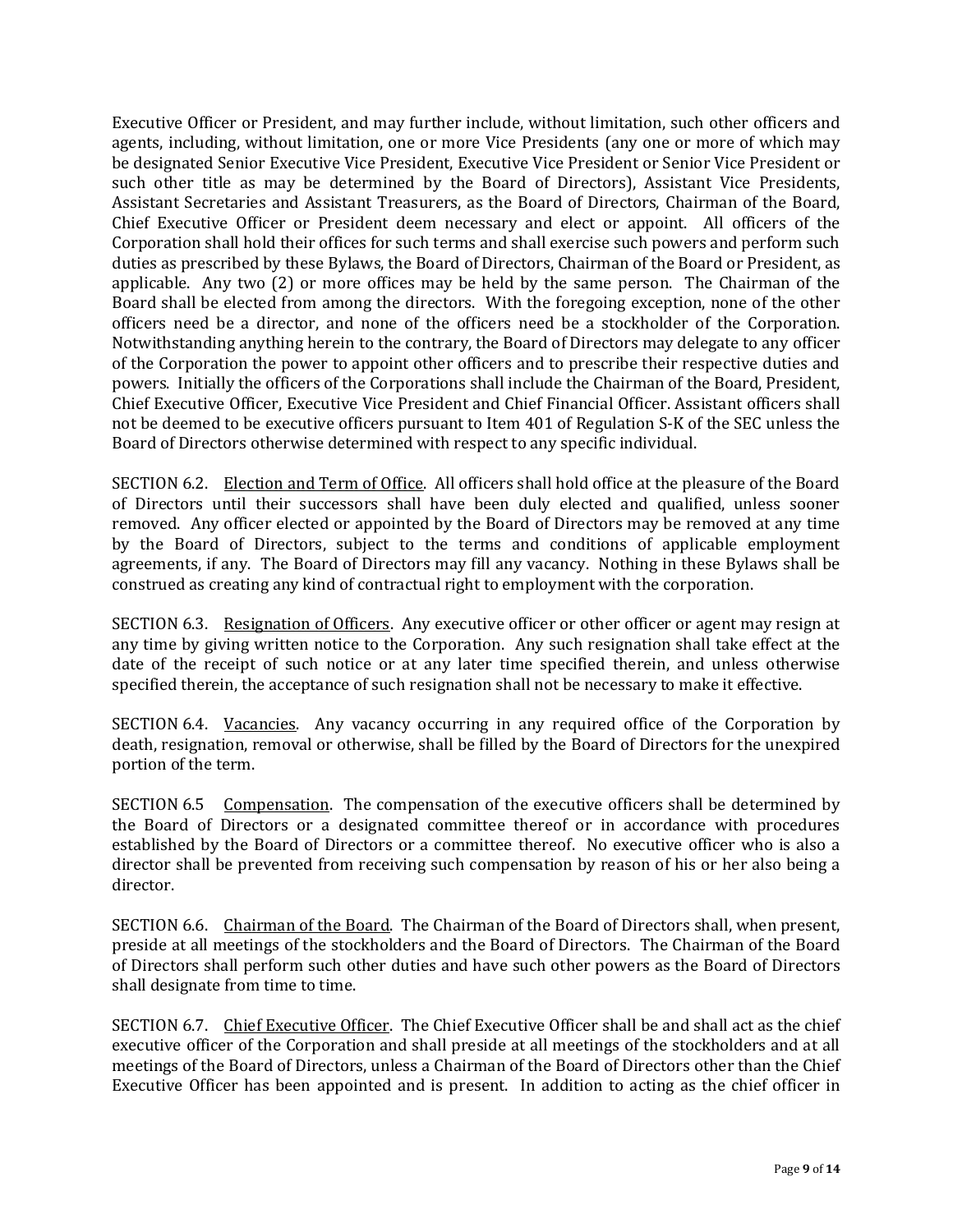Executive Officer or President, and may further include, without limitation, such other officers and agents, including, without limitation, one or more Vice Presidents (any one or more of which may be designated Senior Executive Vice President, Executive Vice President or Senior Vice President or such other title as may be determined by the Board of Directors), Assistant Vice Presidents, Assistant Secretaries and Assistant Treasurers, as the Board of Directors, Chairman of the Board, Chief Executive Officer or President deem necessary and elect or appoint. All officers of the Corporation shall hold their offices for such terms and shall exercise such powers and perform such duties as prescribed by these Bylaws, the Board of Directors, Chairman of the Board or President, as applicable. Any two (2) or more offices may be held by the same person. The Chairman of the Board shall be elected from among the directors. With the foregoing exception, none of the other officers need be a director, and none of the officers need be a stockholder of the Corporation. Notwithstanding anything herein to the contrary, the Board of Directors may delegate to any officer of the Corporation the power to appoint other officers and to prescribe their respective duties and powers. Initially the officers of the Corporations shall include the Chairman of the Board, President, Chief Executive Officer, Executive Vice President and Chief Financial Officer. Assistant officers shall not be deemed to be executive officers pursuant to Item 401 of Regulation S-K of the SEC unless the Board of Directors otherwise determined with respect to any specific individual.

SECTION 6.2. <u>Election and Term of Office</u>. All officers shall hold office at the pleasure of the Board of Directors until their successors shall have been duly elected and qualified, unless sooner removed. Any officer elected or appointed by the Board of Directors may be removed at any time by the Board of Directors, subject to the terms and conditions of applicable employment agreements, if any. The Board of Directors may fill any vacancy. Nothing in these Bylaws shall be construed as creating any kind of contractual right to employment with the corporation.

SECTION 6.3. <u>Resignation of Officers</u>. Any executive officer or other officer or agent may resign at any time by giving written notice to the Corporation. Any such resignation shall take effect at the date of the receipt of such notice or at any later time specified therein, and unless otherwise specified therein, the acceptance of such resignation shall not be necessary to make it effective.

SECTION 6.4. <u>Vacancies</u>. Any vacancy occurring in any required office of the Corporation by death, resignation, removal or otherwise, shall be filled by the Board of Directors for the unexpired portion of the term.

SECTION 6.5 <u>Compensation</u>. The compensation of the executive officers shall be determined by the Board of Directors or a designated committee thereof or in accordance with procedures established by the Board of Directors or a committee thereof. No executive officer who is also a director shall be prevented from receiving such compensation by reason of his or her also being a director.

SECTION 6.6. <u>Chairman of the Board</u>. The Chairman of the Board of Directors shall, when present, preside at all meetings of the stockholders and the Board of Directors. The Chairman of the Board of Directors shall perform such other duties and have such other powers as the Board of Directors shall designate from time to time.

SECTION 6.7. <u>Chief Executive Officer</u>. The Chief Executive Officer shall be and shall act as the chief executive officer of the Corporation and shall preside at all meetings of the stockholders and at all meetings of the Board of Directors, unless a Chairman of the Board of Directors other than the Chief Executive Officer has been appointed and is present. In addition to acting as the chief officer in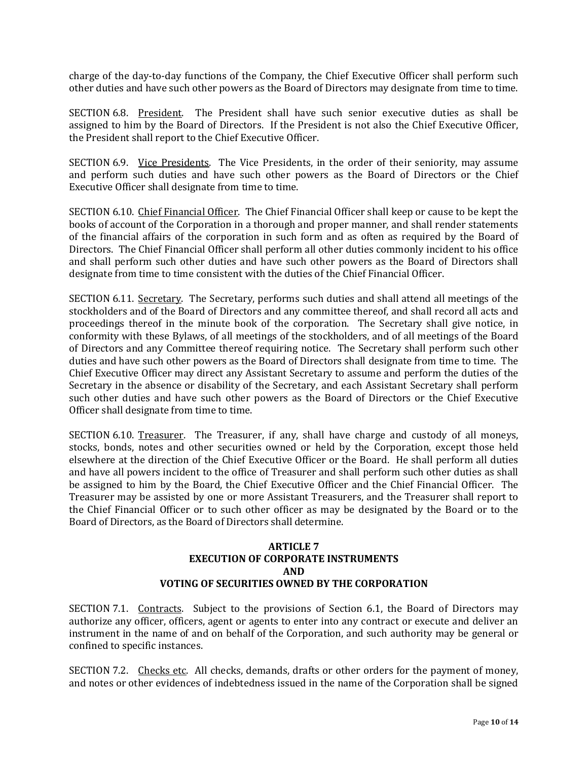charge of the day-to-day functions of the Company, the Chief Executive Officer shall perform such other duties and have such other powers as the Board of Directors may designate from time to time.

SECTION 6.8. President. The President shall have such senior executive duties as shall be assigned to him by the Board of Directors. If the President is not also the Chief Executive Officer, the President shall report to the Chief Executive Officer.

SECTION 6.9. Vice Presidents. The Vice Presidents, in the order of their seniority, may assume and perform such duties and have such other powers as the Board of Directors or the Chief Executive Officer shall designate from time to time.

SECTION 6.10. Chief Financial Officer. The Chief Financial Officer shall keep or cause to be kept the books of account of the Corporation in a thorough and proper manner, and shall render statements of the financial affairs of the corporation in such form and as often as required by the Board of Directors. The Chief Financial Officer shall perform all other duties commonly incident to his office and shall perform such other duties and have such other powers as the Board of Directors shall designate from time to time consistent with the duties of the Chief Financial Officer.

SECTION 6.11. Secretary. The Secretary, performs such duties and shall attend all meetings of the stockholders and of the Board of Directors and any committee thereof, and shall record all acts and proceedings thereof in the minute book of the corporation. The Secretary shall give notice, in conformity with these Bylaws, of all meetings of the stockholders, and of all meetings of the Board of Directors and any Committee thereof requiring notice. The Secretary shall perform such other duties and have such other powers as the Board of Directors shall designate from time to time. The Chief Executive Officer may direct any Assistant Secretary to assume and perform the duties of the Secretary in the absence or disability of the Secretary, and each Assistant Secretary shall perform such other duties and have such other powers as the Board of Directors or the Chief Executive Officer shall designate from time to time.

SECTION 6.10. Treasurer. The Treasurer, if any, shall have charge and custody of all moneys, stocks, bonds, notes and other securities owned or held by the Corporation, except those held elsewhere at the direction of the Chief Executive Officer or the Board. He shall perform all duties and have all powers incident to the office of Treasurer and shall perform such other duties as shall be assigned to him by the Board, the Chief Executive Officer and the Chief Financial Officer. The Treasurer may be assisted by one or more Assistant Treasurers, and the Treasurer shall report to the Chief Financial Officer or to such other officer as may be designated by the Board or to the Board of Directors, as the Board of Directors shall determine.

## ARTICLE 7
## EXECUTION OF CORPORATE INSTRUMENTS
## AND
## VOTING OF SECURITIES OWNED BY THE CORPORATION

SECTION 7.1. Contracts. Subject to the provisions of Section 6.1, the Board of Directors may authorize any officer, officers, agent or agents to enter into any contract or execute and deliver an instrument in the name of and on behalf of the Corporation, and such authority may be general or confined to specific instances.

SECTION 7.2. Checks etc. All checks, demands, drafts or other orders for the payment of money, and notes or other evidences of indebtedness issued in the name of the Corporation shall be signed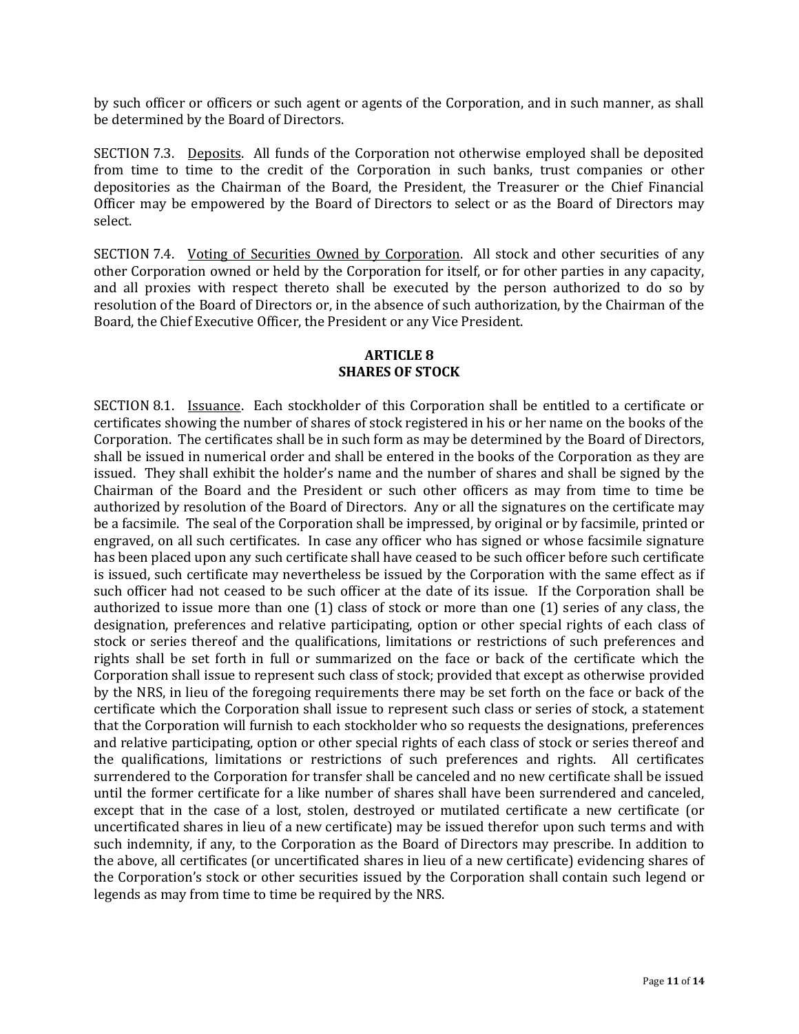by such officer or officers or such agent or agents of the Corporation, and in such manner, as shall be determined by the Board of Directors.

SECTION 7.3. Deposits. All funds of the Corporation not otherwise employed shall be deposited from time to time to the credit of the Corporation in such banks, trust companies or other depositories as the Chairman of the Board, the President, the Treasurer or the Chief Financial Officer may be empowered by the Board of Directors to select or as the Board of Directors may select.

SECTION 7.4. Voting of Securities Owned by Corporation. All stock and other securities of any other Corporation owned or held by the Corporation for itself, or for other parties in any capacity, and all proxies with respect thereto shall be executed by the person authorized to do so by resolution of the Board of Directors or, in the absence of such authorization, by the Chairman of the Board, the Chief Executive Officer, the President or any Vice President.

## ARTICLE 8
## SHARES OF STOCK

SECTION 8.1. Issuance. Each stockholder of this Corporation shall be entitled to a certificate or certificates showing the number of shares of stock registered in his or her name on the books of the Corporation. The certificates shall be in such form as may be determined by the Board of Directors, shall be issued in numerical order and shall be entered in the books of the Corporation as they are issued. They shall exhibit the holder's name and the number of shares and shall be signed by the Chairman of the Board and the President or such other officers as may from time to time be authorized by resolution of the Board of Directors. Any or all the signatures on the certificate may be a facsimile. The seal of the Corporation shall be impressed, by original or by facsimile, printed or engraved, on all such certificates. In case any officer who has signed or whose facsimile signature has been placed upon any such certificate shall have ceased to be such officer before such certificate is issued, such certificate may nevertheless be issued by the Corporation with the same effect as if such officer had not ceased to be such officer at the date of its issue. If the Corporation shall be authorized to issue more than one (1) class of stock or more than one (1) series of any class, the designation, preferences and relative participating, option or other special rights of each class of stock or series thereof and the qualifications, limitations or restrictions of such preferences and rights shall be set forth in full or summarized on the face or back of the certificate which the Corporation shall issue to represent such class of stock; provided that except as otherwise provided by the NRS, in lieu of the foregoing requirements there may be set forth on the face or back of the certificate which the Corporation shall issue to represent such class or series of stock, a statement that the Corporation will furnish to each stockholder who so requests the designations, preferences and relative participating, option or other special rights of each class of stock or series thereof and the qualifications, limitations or restrictions of such preferences and rights. All certificates surrendered to the Corporation for transfer shall be canceled and no new certificate shall be issued until the former certificate for a like number of shares shall have been surrendered and canceled, except that in the case of a lost, stolen, destroyed or mutilated certificate a new certificate (or uncertificated shares in lieu of a new certificate) may be issued therefor upon such terms and with such indemnity, if any, to the Corporation as the Board of Directors may prescribe. In addition to the above, all certificates (or uncertificated shares in lieu of a new certificate) evidencing shares of the Corporation's stock or other securities issued by the Corporation shall contain such legend or legends as may from time to time be required by the NRS.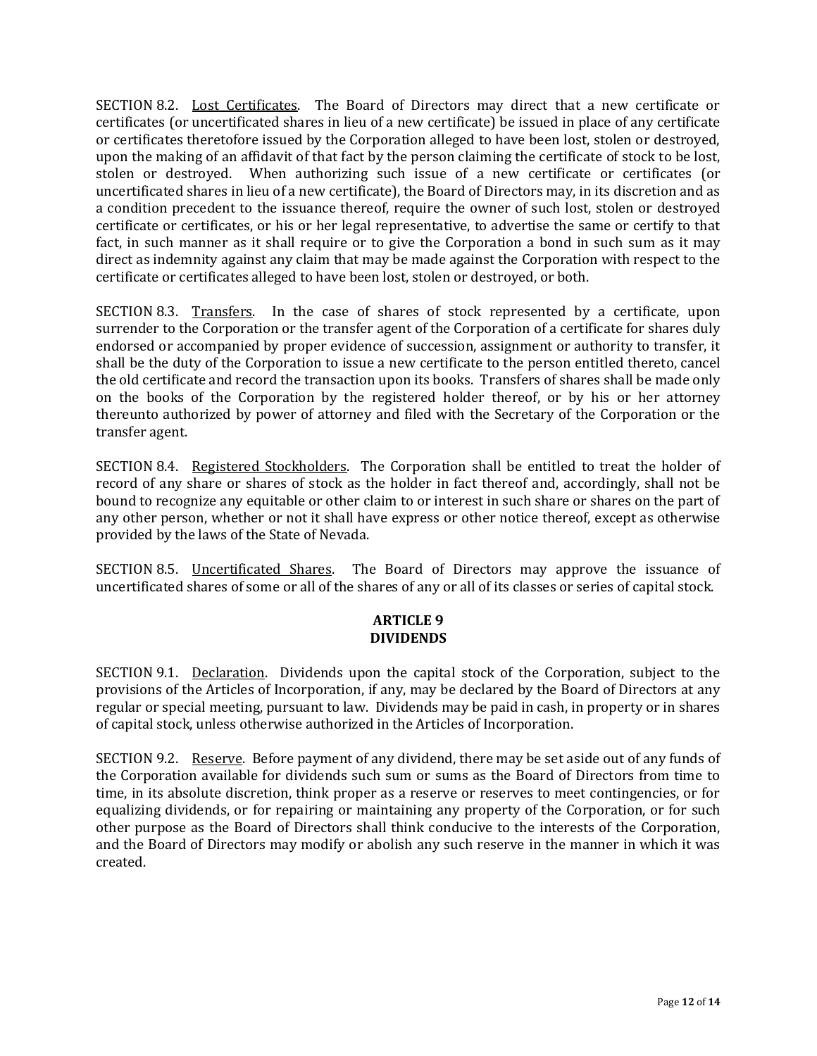SECTION 8.2. Lost Certificates. The Board of Directors may direct that a new certificate or certificates (or uncertificated shares in lieu of a new certificate) be issued in place of any certificate or certificates theretofore issued by the Corporation alleged to have been lost, stolen or destroyed, upon the making of an affidavit of that fact by the person claiming the certificate of stock to be lost, stolen or destroyed. When authorizing such issue of a new certificate or certificates (or uncertificated shares in lieu of a new certificate), the Board of Directors may, in its discretion and as a condition precedent to the issuance thereof, require the owner of such lost, stolen or destroyed certificate or certificates, or his or her legal representative, to advertise the same or certify to that fact, in such manner as it shall require or to give the Corporation a bond in such sum as it may direct as indemnity against any claim that may be made against the Corporation with respect to the certificate or certificates alleged to have been lost, stolen or destroyed, or both.

SECTION 8.3. Transfers. In the case of shares of stock represented by a certificate, upon surrender to the Corporation or the transfer agent of the Corporation of a certificate for shares duly endorsed or accompanied by proper evidence of succession, assignment or authority to transfer, it shall be the duty of the Corporation to issue a new certificate to the person entitled thereto, cancel the old certificate and record the transaction upon its books. Transfers of shares shall be made only on the books of the Corporation by the registered holder thereof, or by his or her attorney thereunto authorized by power of attorney and filed with the Secretary of the Corporation or the transfer agent.

SECTION 8.4. Registered Stockholders. The Corporation shall be entitled to treat the holder of record of any share or shares of stock as the holder in fact thereof and, accordingly, shall not be bound to recognize any equitable or other claim to or interest in such share or shares on the part of any other person, whether or not it shall have express or other notice thereof, except as otherwise provided by the laws of the State of Nevada.

SECTION 8.5. Uncertificated Shares. The Board of Directors may approve the issuance of uncertificated shares of some or all of the shares of any or all of its classes or series of capital stock.

## ARTICLE 9
## DIVIDENDS

SECTION 9.1. Declaration. Dividends upon the capital stock of the Corporation, subject to the provisions of the Articles of Incorporation, if any, may be declared by the Board of Directors at any regular or special meeting, pursuant to law. Dividends may be paid in cash, in property or in shares of capital stock, unless otherwise authorized in the Articles of Incorporation.

SECTION 9.2. Reserve. Before payment of any dividend, there may be set aside out of any funds of the Corporation available for dividends such sum or sums as the Board of Directors from time to time, in its absolute discretion, think proper as a reserve or reserves to meet contingencies, or for equalizing dividends, or for repairing or maintaining any property of the Corporation, or for such other purpose as the Board of Directors shall think conducive to the interests of the Corporation, and the Board of Directors may modify or abolish any such reserve in the manner in which it was created.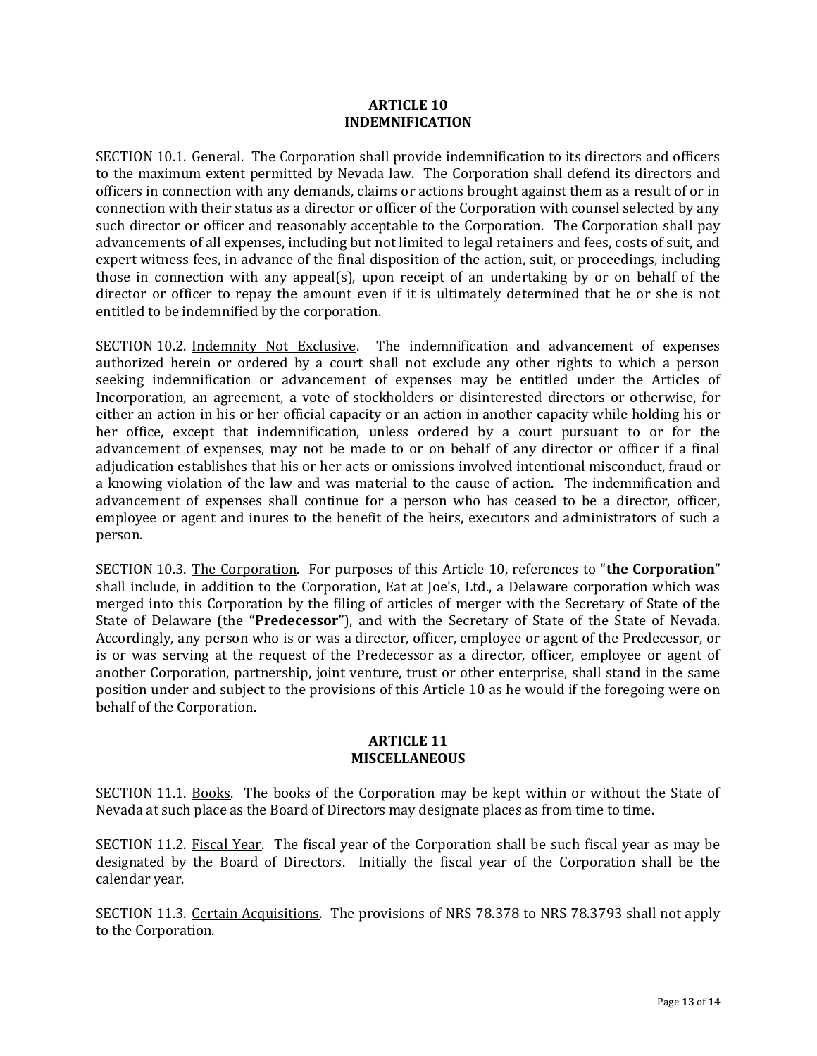## ARTICLE 10
## INDEMNIFICATION

SECTION 10.1. General. The Corporation shall provide indemnification to its directors and officers to the maximum extent permitted by Nevada law. The Corporation shall defend its directors and officers in connection with any demands, claims or actions brought against them as a result of or in connection with their status as a director or officer of the Corporation with counsel selected by any such director or officer and reasonably acceptable to the Corporation. The Corporation shall pay advancements of all expenses, including but not limited to legal retainers and fees, costs of suit, and expert witness fees, in advance of the final disposition of the action, suit, or proceedings, including those in connection with any appeal(s), upon receipt of an undertaking by or on behalf of the director or officer to repay the amount even if it is ultimately determined that he or she is not entitled to be indemnified by the corporation.

SECTION 10.2. Indemnity Not Exclusive. The indemnification and advancement of expenses authorized herein or ordered by a court shall not exclude any other rights to which a person seeking indemnification or advancement of expenses may be entitled under the Articles of Incorporation, an agreement, a vote of stockholders or disinterested directors or otherwise, for either an action in his or her official capacity or an action in another capacity while holding his or her office, except that indemnification, unless ordered by a court pursuant to or for the advancement of expenses, may not be made to or on behalf of any director or officer if a final adjudication establishes that his or her acts or omissions involved intentional misconduct, fraud or a knowing violation of the law and was material to the cause of action. The indemnification and advancement of expenses shall continue for a person who has ceased to be a director, officer, employee or agent and inures to the benefit of the heirs, executors and administrators of such a person.

SECTION 10.3. The Corporation. For purposes of this Article 10, references to "**the Corporation**" shall include, in addition to the Corporation, Eat at Joe's, Ltd., a Delaware corporation which was merged into this Corporation by the filing of articles of merger with the Secretary of State of the State of Delaware (the **"Predecessor"**), and with the Secretary of State of the State of Nevada. Accordingly, any person who is or was a director, officer, employee or agent of the Predecessor, or is or was serving at the request of the Predecessor as a director, officer, employee or agent of another Corporation, partnership, joint venture, trust or other enterprise, shall stand in the same position under and subject to the provisions of this Article 10 as he would if the foregoing were on behalf of the Corporation.

## ARTICLE 11
## MISCELLANEOUS

SECTION 11.1. Books. The books of the Corporation may be kept within or without the State of Nevada at such place as the Board of Directors may designate places as from time to time.

SECTION 11.2. Fiscal Year. The fiscal year of the Corporation shall be such fiscal year as may be designated by the Board of Directors. Initially the fiscal year of the Corporation shall be the calendar year.

SECTION 11.3. Certain Acquisitions. The provisions of NRS 78.378 to NRS 78.3793 shall not apply to the Corporation.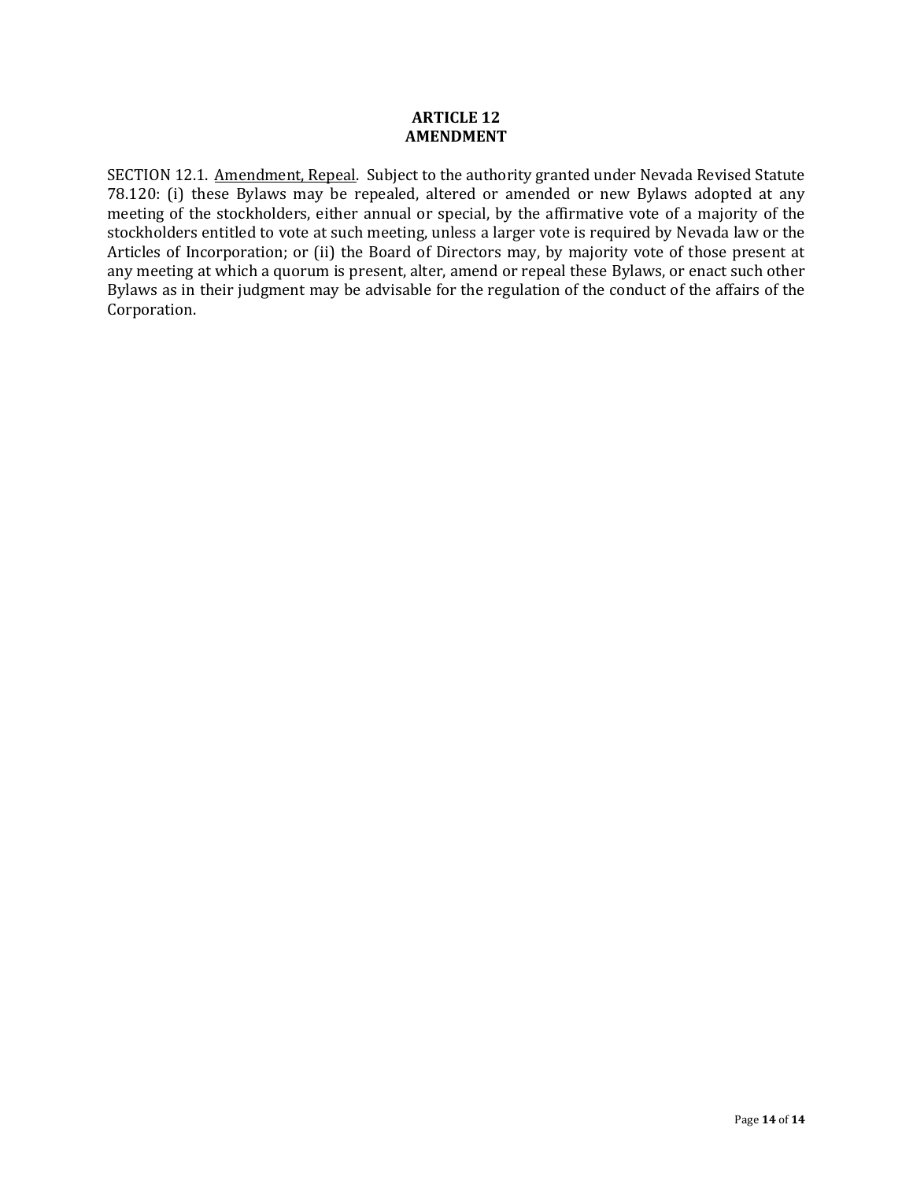## ARTICLE 12
## AMENDMENT

SECTION 12.1. Amendment, Repeal. Subject to the authority granted under Nevada Revised Statute 78.120: (i) these Bylaws may be repealed, altered or amended or new Bylaws adopted at any meeting of the stockholders, either annual or special, by the affirmative vote of a majority of the stockholders entitled to vote at such meeting, unless a larger vote is required by Nevada law or the Articles of Incorporation; or (ii) the Board of Directors may, by majority vote of those present at any meeting at which a quorum is present, alter, amend or repeal these Bylaws, or enact such other Bylaws as in their judgment may be advisable for the regulation of the conduct of the affairs of the Corporation.